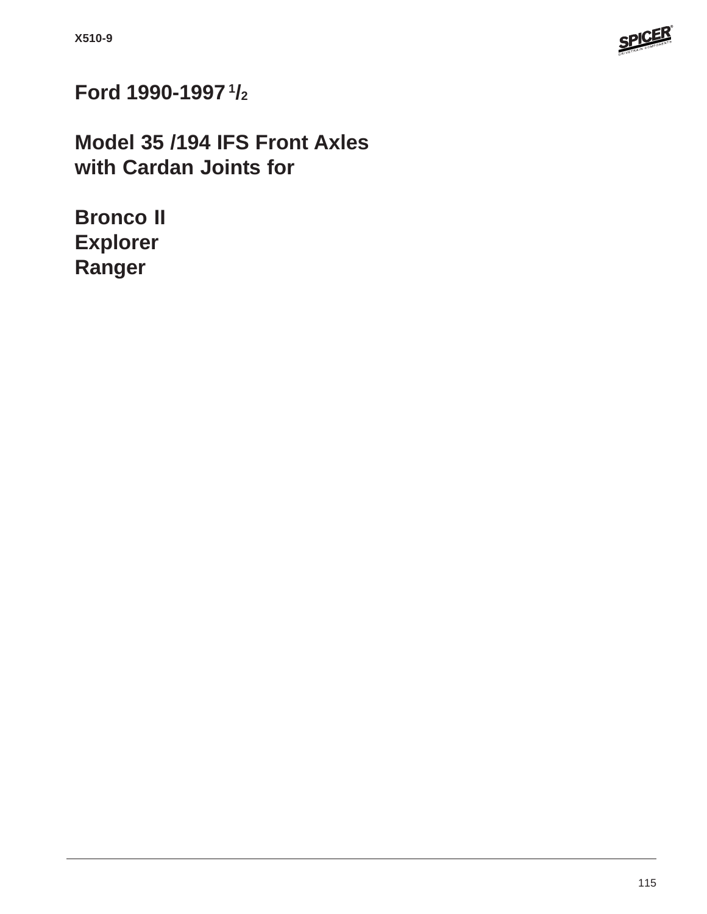# Ford 1990-1997 1/2

## Model 35 /194 IFS Front Axles with Cardan Joints for

## Bronco II
## Explorer
## Ranger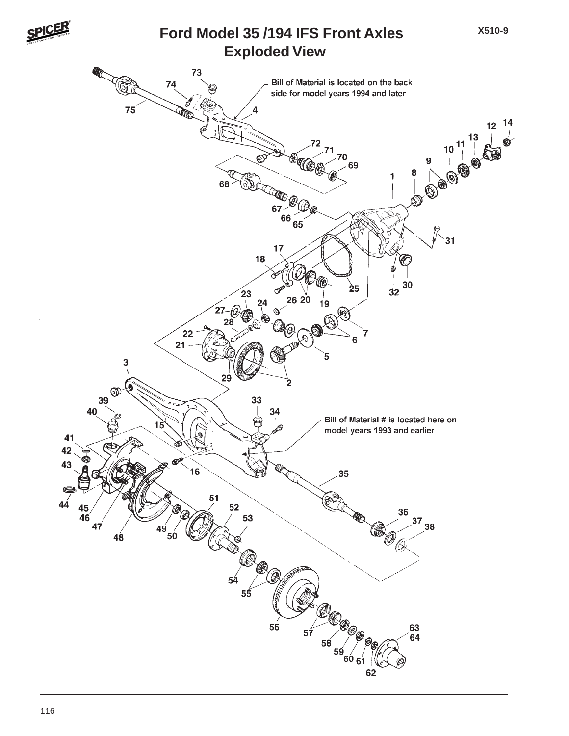# Ford Model 35 /194 IFS Front Axles
## Exploded View

X510-9

Bill of Material is located on the back side for model years 1994 and later

Bill of Material # is located here on model years 1993 and earlier

73 74 75 4 12 14 13 11 10 9 8 1 72 71 70 69 68 67 66 65 31 17 18 25 30 32 23 26 20 19 24 27 28 22 7 6 21 5 3 29 2 39 33 34 40 15 41 42 16 43 35 44 51 52 45 46 53 36 37 38 47 49 50 48 54 55 56 57 63 64 58 59 60 61 62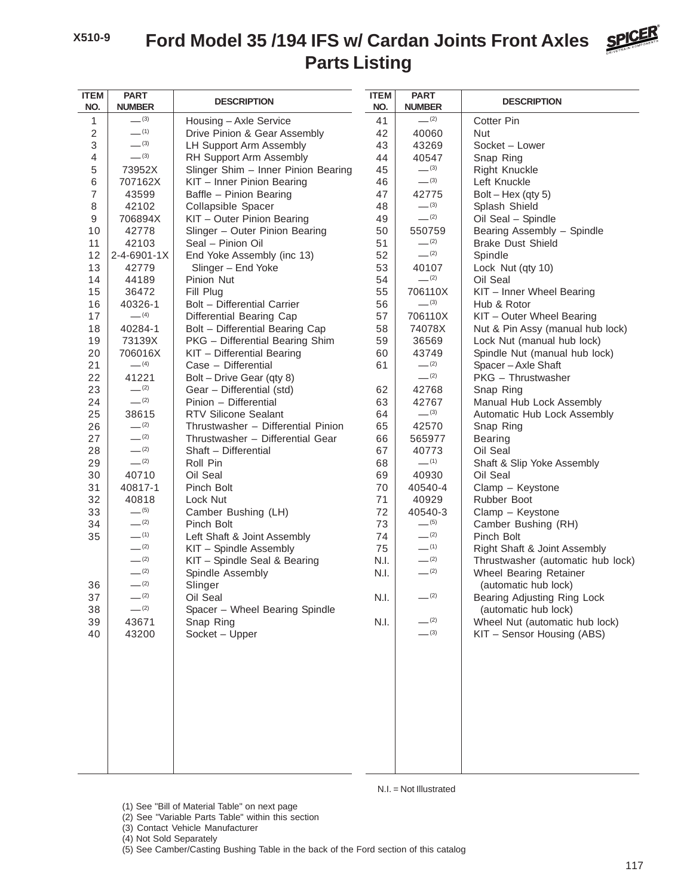X510-9

# Ford Model 35 /194 IFS w/ Cardan Joints Front Axles
## Parts Listing

| ITEM NO. | PART NUMBER | DESCRIPTION |
|---|---|---|
| 1 | — (3) | Housing – Axle Service |
| 2 | — (1) | Drive Pinion & Gear Assembly |
| 3 | — (3) | LH Support Arm Assembly |
| 4 | — (3) | RH Support Arm Assembly |
| 5 | 73952X | Slinger Shim – Inner Pinion Bearing |
| 6 | 707162X | KIT – Inner Pinion Bearing |
| 7 | 43599 | Baffle – Pinion Bearing |
| 8 | 42102 | Collapsible Spacer |
| 9 | 706894X | KIT – Outer Pinion Bearing |
| 10 | 42778 | Slinger – Outer Pinion Bearing |
| 11 | 42103 | Seal – Pinion Oil |
| 12 | 2-4-6901-1X | End Yoke Assembly (inc 13) |
| 13 | 42779 | Slinger – End Yoke |
| 14 | 44189 | Pinion Nut |
| 15 | 36472 | Fill Plug |
| 16 | 40326-1 | Bolt – Differential Carrier |
| 17 | — (4) | Differential Bearing Cap |
| 18 | 40284-1 | Bolt – Differential Bearing Cap |
| 19 | 73139X | PKG – Differential Bearing Shim |
| 20 | 706016X | KIT – Differential Bearing |
| 21 | — (4) | Case – Differential |
| 22 | 41221 | Bolt – Drive Gear (qty 8) |
| 23 | — (2) | Gear – Differential (std) |
| 24 | — (2) | Pinion – Differential |
| 25 | 38615 | RTV Silicone Sealant |
| 26 | — (2) | Thrustwasher – Differential Pinion |
| 27 | — (2) | Thrustwasher – Differential Gear |
| 28 | — (2) | Shaft – Differential |
| 29 | — (2) | Roll Pin |
| 30 | 40710 | Oil Seal |
| 31 | 40817-1 | Pinch Bolt |
| 32 | 40818 | Lock Nut |
| 33 | — (5) | Camber Bushing (LH) |
| 34 | — (2) | Pinch Bolt |
| 35 | — (1) | Left Shaft & Joint Assembly |
| | — (2) | KIT – Spindle Assembly |
| | — (2) | KIT – Spindle Seal & Bearing |
| | — (2) | Spindle Assembly |
| 36 | — (2) | Slinger |
| 37 | — (2) | Oil Seal |
| 38 | — (2) | Spacer – Wheel Bearing Spindle |
| 39 | 43671 | Snap Ring |
| 40 | 43200 | Socket – Upper |
| 41 | — (2) | Cotter Pin |
| 42 | 40060 | Nut |
| 43 | 43269 | Socket – Lower |
| 44 | 40547 | Snap Ring |
| 45 | — (3) | Right Knuckle |
| 46 | — (3) | Left Knuckle |
| 47 | 42775 | Bolt – Hex (qty 5) |
| 48 | — (3) | Splash Shield |
| 49 | — (2) | Oil Seal – Spindle |
| 50 | 550759 | Bearing Assembly – Spindle |
| 51 | — (2) | Brake Dust Shield |
| 52 | — (2) | Spindle |
| 53 | 40107 | Lock Nut (qty 10) |
| 54 | — (2) | Oil Seal |
| 55 | 706110X | KIT – Inner Wheel Bearing |
| 56 | — (3) | Hub & Rotor |
| 57 | 706110X | KIT – Outer Wheel Bearing |
| 58 | 74078X | Nut & Pin Assy (manual hub lock) |
| 59 | 36569 | Lock Nut (manual hub lock) |
| 60 | 43749 | Spindle Nut (manual hub lock) |
| 61 | — (2) | Spacer – Axle Shaft |
| | — (2) | PKG – Thrustwasher |
| 62 | 42768 | Snap Ring |
| 63 | 42767 | Manual Hub Lock Assembly |
| 64 | — (3) | Automatic Hub Lock Assembly |
| 65 | 42570 | Snap Ring |
| 66 | 565977 | Bearing |
| 67 | 40773 | Oil Seal |
| 68 | — (1) | Shaft & Slip Yoke Assembly |
| 69 | 40930 | Oil Seal |
| 70 | 40540-4 | Clamp – Keystone |
| 71 | 40929 | Rubber Boot |
| 72 | 40540-3 | Clamp – Keystone |
| 73 | — (5) | Camber Bushing (RH) |
| 74 | — (2) | Pinch Bolt |
| 75 | — (1) | Right Shaft & Joint Assembly |
| N.I. | — (2) | Thrustwasher (automatic hub lock) |
| N.I. | — (2) | Wheel Bearing Retainer (automatic hub lock) |
| N.I. | — (2) | Bearing Adjusting Ring Lock (automatic hub lock) |
| N.I. | — (2) | Wheel Nut (automatic hub lock) |
| | — (3) | KIT – Sensor Housing (ABS) |

N.I. = Not Illustrated

(1) See "Bill of Material Table" on next page
(2) See "Variable Parts Table" within this section
(3) Contact Vehicle Manufacturer
(4) Not Sold Separately
(5) See Camber/Casting Bushing Table in the back of the Ford section of this catalog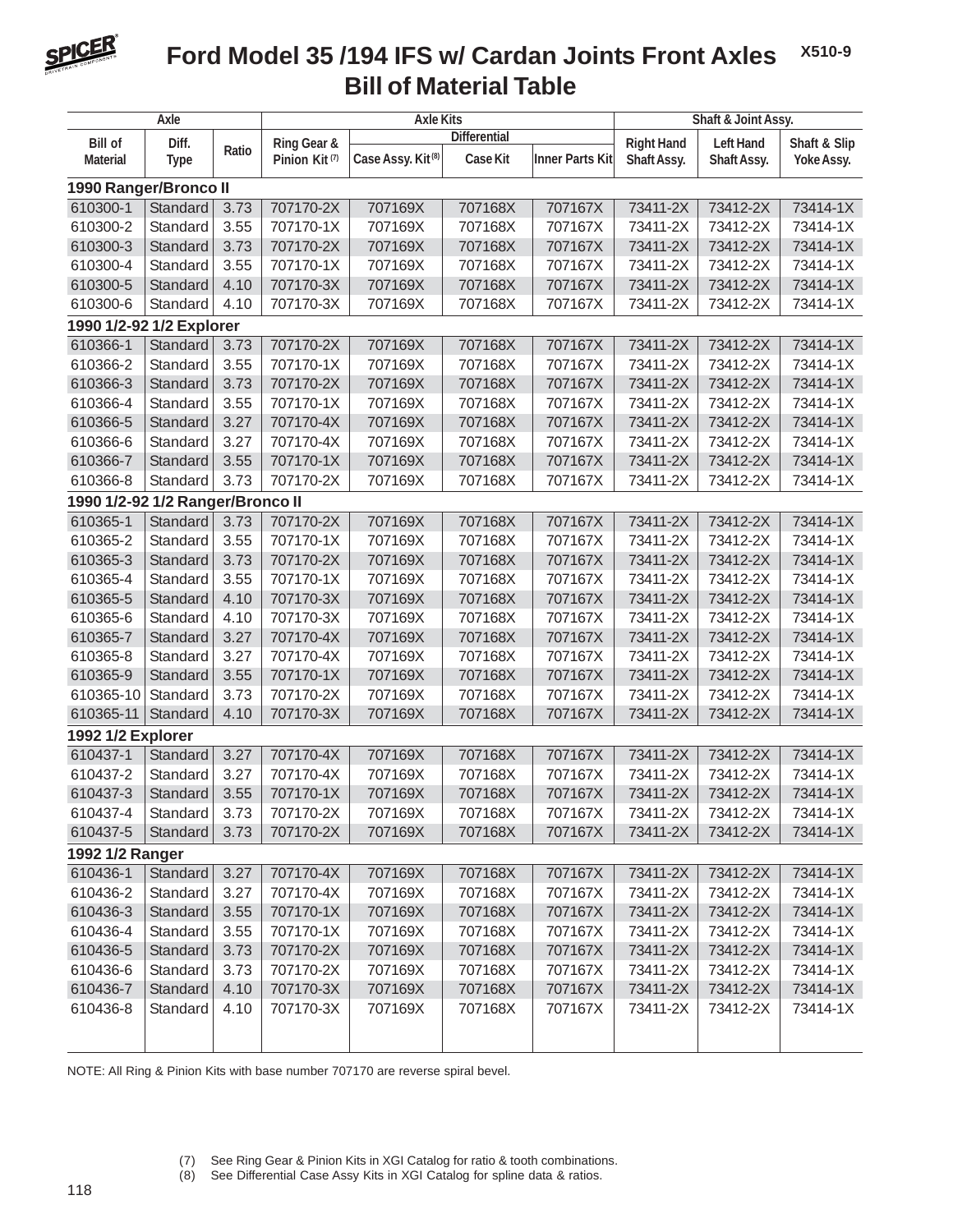# Ford Model 35 /194 IFS w/ Cardan Joints Front Axles

X510-9

## Bill of Material Table

| Axle | | | Axle Kits | | | | Shaft & Joint Assy. | | |
|---|---|---|---|---|---|---|---|---|---|
| | | | | Differential | | | | | |
| Bill of Material | Diff. Type | Ratio | Ring Gear & Pinion Kit (7) | Case Assy. Kit (8) | Case Kit | Inner Parts Kit | Right Hand Shaft Assy. | Left Hand Shaft Assy. | Shaft & Slip Yoke Assy. |
| **1990 Ranger/Bronco II** | | | | | | | | | |
| 610300-1 | Standard | 3.73 | 707170-2X | 707169X | 707168X | 707167X | 73411-2X | 73412-2X | 73414-1X |
| 610300-2 | Standard | 3.55 | 707170-1X | 707169X | 707168X | 707167X | 73411-2X | 73412-2X | 73414-1X |
| 610300-3 | Standard | 3.73 | 707170-2X | 707169X | 707168X | 707167X | 73411-2X | 73412-2X | 73414-1X |
| 610300-4 | Standard | 3.55 | 707170-1X | 707169X | 707168X | 707167X | 73411-2X | 73412-2X | 73414-1X |
| 610300-5 | Standard | 4.10 | 707170-3X | 707169X | 707168X | 707167X | 73411-2X | 73412-2X | 73414-1X |
| 610300-6 | Standard | 4.10 | 707170-3X | 707169X | 707168X | 707167X | 73411-2X | 73412-2X | 73414-1X |
| **1990 1/2-92 1/2 Explorer** | | | | | | | | | |
| 610366-1 | Standard | 3.73 | 707170-2X | 707169X | 707168X | 707167X | 73411-2X | 73412-2X | 73414-1X |
| 610366-2 | Standard | 3.55 | 707170-1X | 707169X | 707168X | 707167X | 73411-2X | 73412-2X | 73414-1X |
| 610366-3 | Standard | 3.73 | 707170-2X | 707169X | 707168X | 707167X | 73411-2X | 73412-2X | 73414-1X |
| 610366-4 | Standard | 3.55 | 707170-1X | 707169X | 707168X | 707167X | 73411-2X | 73412-2X | 73414-1X |
| 610366-5 | Standard | 3.27 | 707170-4X | 707169X | 707168X | 707167X | 73411-2X | 73412-2X | 73414-1X |
| 610366-6 | Standard | 3.27 | 707170-4X | 707169X | 707168X | 707167X | 73411-2X | 73412-2X | 73414-1X |
| 610366-7 | Standard | 3.55 | 707170-1X | 707169X | 707168X | 707167X | 73411-2X | 73412-2X | 73414-1X |
| 610366-8 | Standard | 3.73 | 707170-2X | 707169X | 707168X | 707167X | 73411-2X | 73412-2X | 73414-1X |
| **1990 1/2-92 1/2 Ranger/Bronco II** | | | | | | | | | |
| 610365-1 | Standard | 3.73 | 707170-2X | 707169X | 707168X | 707167X | 73411-2X | 73412-2X | 73414-1X |
| 610365-2 | Standard | 3.55 | 707170-1X | 707169X | 707168X | 707167X | 73411-2X | 73412-2X | 73414-1X |
| 610365-3 | Standard | 3.73 | 707170-2X | 707169X | 707168X | 707167X | 73411-2X | 73412-2X | 73414-1X |
| 610365-4 | Standard | 3.55 | 707170-1X | 707169X | 707168X | 707167X | 73411-2X | 73412-2X | 73414-1X |
| 610365-5 | Standard | 4.10 | 707170-3X | 707169X | 707168X | 707167X | 73411-2X | 73412-2X | 73414-1X |
| 610365-6 | Standard | 4.10 | 707170-3X | 707169X | 707168X | 707167X | 73411-2X | 73412-2X | 73414-1X |
| 610365-7 | Standard | 3.27 | 707170-4X | 707169X | 707168X | 707167X | 73411-2X | 73412-2X | 73414-1X |
| 610365-8 | Standard | 3.27 | 707170-4X | 707169X | 707168X | 707167X | 73411-2X | 73412-2X | 73414-1X |
| 610365-9 | Standard | 3.55 | 707170-1X | 707169X | 707168X | 707167X | 73411-2X | 73412-2X | 73414-1X |
| 610365-10 | Standard | 3.73 | 707170-2X | 707169X | 707168X | 707167X | 73411-2X | 73412-2X | 73414-1X |
| 610365-11 | Standard | 4.10 | 707170-3X | 707169X | 707168X | 707167X | 73411-2X | 73412-2X | 73414-1X |
| **1992 1/2 Explorer** | | | | | | | | | |
| 610437-1 | Standard | 3.27 | 707170-4X | 707169X | 707168X | 707167X | 73411-2X | 73412-2X | 73414-1X |
| 610437-2 | Standard | 3.27 | 707170-4X | 707169X | 707168X | 707167X | 73411-2X | 73412-2X | 73414-1X |
| 610437-3 | Standard | 3.55 | 707170-1X | 707169X | 707168X | 707167X | 73411-2X | 73412-2X | 73414-1X |
| 610437-4 | Standard | 3.73 | 707170-2X | 707169X | 707168X | 707167X | 73411-2X | 73412-2X | 73414-1X |
| 610437-5 | Standard | 3.73 | 707170-2X | 707169X | 707168X | 707167X | 73411-2X | 73412-2X | 73414-1X |
| **1992 1/2 Ranger** | | | | | | | | | |
| 610436-1 | Standard | 3.27 | 707170-4X | 707169X | 707168X | 707167X | 73411-2X | 73412-2X | 73414-1X |
| 610436-2 | Standard | 3.27 | 707170-4X | 707169X | 707168X | 707167X | 73411-2X | 73412-2X | 73414-1X |
| 610436-3 | Standard | 3.55 | 707170-1X | 707169X | 707168X | 707167X | 73411-2X | 73412-2X | 73414-1X |
| 610436-4 | Standard | 3.55 | 707170-1X | 707169X | 707168X | 707167X | 73411-2X | 73412-2X | 73414-1X |
| 610436-5 | Standard | 3.73 | 707170-2X | 707169X | 707168X | 707167X | 73411-2X | 73412-2X | 73414-1X |
| 610436-6 | Standard | 3.73 | 707170-2X | 707169X | 707168X | 707167X | 73411-2X | 73412-2X | 73414-1X |
| 610436-7 | Standard | 4.10 | 707170-3X | 707169X | 707168X | 707167X | 73411-2X | 73412-2X | 73414-1X |
| 610436-8 | Standard | 4.10 | 707170-3X | 707169X | 707168X | 707167X | 73411-2X | 73412-2X | 73414-1X |

NOTE: All Ring & Pinion Kits with base number 707170 are reverse spiral bevel.

(7) See Ring Gear & Pinion Kits in XGI Catalog for ratio & tooth combinations.
(8) See Differential Case Assy Kits in XGI Catalog for spline data & ratios.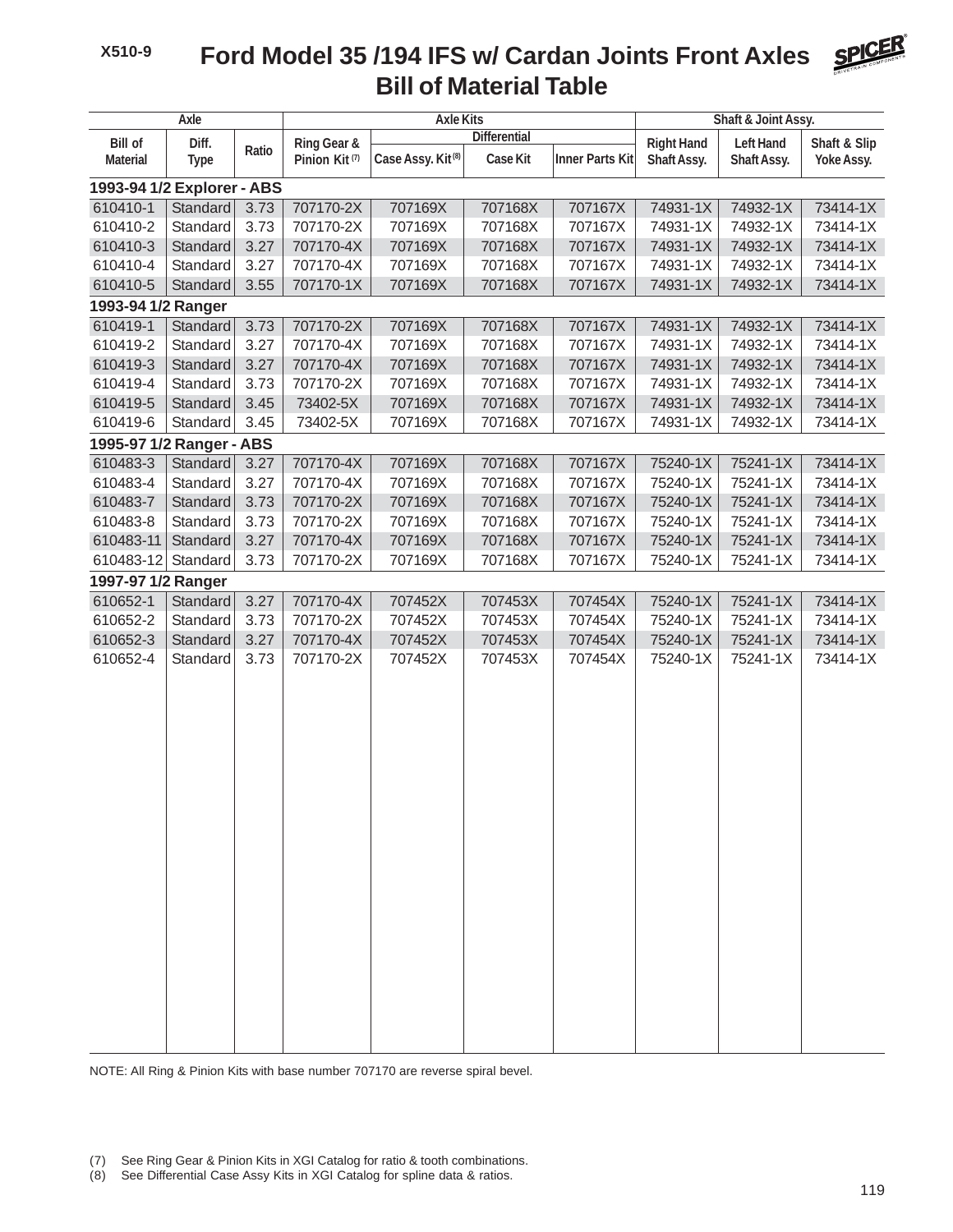# Ford Model 35 /194 IFS w/ Cardan Joints Front Axles
## Bill of Material Table

| Axle | | | Axle Kits | | | | Shaft & Joint Assy. | | |
|---|---|---|---|---|---|---|---|---|---|
| | | | | Differential | | | | | |
| Bill of Material | Diff. Type | Ratio | Ring Gear & Pinion Kit (7) | Case Assy. Kit (8) | Case Kit | Inner Parts Kit | Right Hand Shaft Assy. | Left Hand Shaft Assy. | Shaft & Slip Yoke Assy. |
| **1993-94 1/2 Explorer - ABS** | | | | | | | | | |
| 610410-1 | Standard | 3.73 | 707170-2X | 707169X | 707168X | 707167X | 74931-1X | 74932-1X | 73414-1X |
| 610410-2 | Standard | 3.73 | 707170-2X | 707169X | 707168X | 707167X | 74931-1X | 74932-1X | 73414-1X |
| 610410-3 | Standard | 3.27 | 707170-4X | 707169X | 707168X | 707167X | 74931-1X | 74932-1X | 73414-1X |
| 610410-4 | Standard | 3.27 | 707170-4X | 707169X | 707168X | 707167X | 74931-1X | 74932-1X | 73414-1X |
| 610410-5 | Standard | 3.55 | 707170-1X | 707169X | 707168X | 707167X | 74931-1X | 74932-1X | 73414-1X |
| **1993-94 1/2 Ranger** | | | | | | | | | |
| 610419-1 | Standard | 3.73 | 707170-2X | 707169X | 707168X | 707167X | 74931-1X | 74932-1X | 73414-1X |
| 610419-2 | Standard | 3.27 | 707170-4X | 707169X | 707168X | 707167X | 74931-1X | 74932-1X | 73414-1X |
| 610419-3 | Standard | 3.27 | 707170-4X | 707169X | 707168X | 707167X | 74931-1X | 74932-1X | 73414-1X |
| 610419-4 | Standard | 3.73 | 707170-2X | 707169X | 707168X | 707167X | 74931-1X | 74932-1X | 73414-1X |
| 610419-5 | Standard | 3.45 | 73402-5X | 707169X | 707168X | 707167X | 74931-1X | 74932-1X | 73414-1X |
| 610419-6 | Standard | 3.45 | 73402-5X | 707169X | 707168X | 707167X | 74931-1X | 74932-1X | 73414-1X |
| **1995-97 1/2 Ranger - ABS** | | | | | | | | | |
| 610483-3 | Standard | 3.27 | 707170-4X | 707169X | 707168X | 707167X | 75240-1X | 75241-1X | 73414-1X |
| 610483-4 | Standard | 3.27 | 707170-4X | 707169X | 707168X | 707167X | 75240-1X | 75241-1X | 73414-1X |
| 610483-7 | Standard | 3.73 | 707170-2X | 707169X | 707168X | 707167X | 75240-1X | 75241-1X | 73414-1X |
| 610483-8 | Standard | 3.73 | 707170-2X | 707169X | 707168X | 707167X | 75240-1X | 75241-1X | 73414-1X |
| 610483-11 | Standard | 3.27 | 707170-4X | 707169X | 707168X | 707167X | 75240-1X | 75241-1X | 73414-1X |
| 610483-12 | Standard | 3.73 | 707170-2X | 707169X | 707168X | 707167X | 75240-1X | 75241-1X | 73414-1X |
| **1997-97 1/2 Ranger** | | | | | | | | | |
| 610652-1 | Standard | 3.27 | 707170-4X | 707452X | 707453X | 707454X | 75240-1X | 75241-1X | 73414-1X |
| 610652-2 | Standard | 3.73 | 707170-2X | 707452X | 707453X | 707454X | 75240-1X | 75241-1X | 73414-1X |
| 610652-3 | Standard | 3.27 | 707170-4X | 707452X | 707453X | 707454X | 75240-1X | 75241-1X | 73414-1X |
| 610652-4 | Standard | 3.73 | 707170-2X | 707452X | 707453X | 707454X | 75240-1X | 75241-1X | 73414-1X |

NOTE: All Ring & Pinion Kits with base number 707170 are reverse spiral bevel.

(7) See Ring Gear & Pinion Kits in XGI Catalog for ratio & tooth combinations.
(8) See Differential Case Assy Kits in XGI Catalog for spline data & ratios.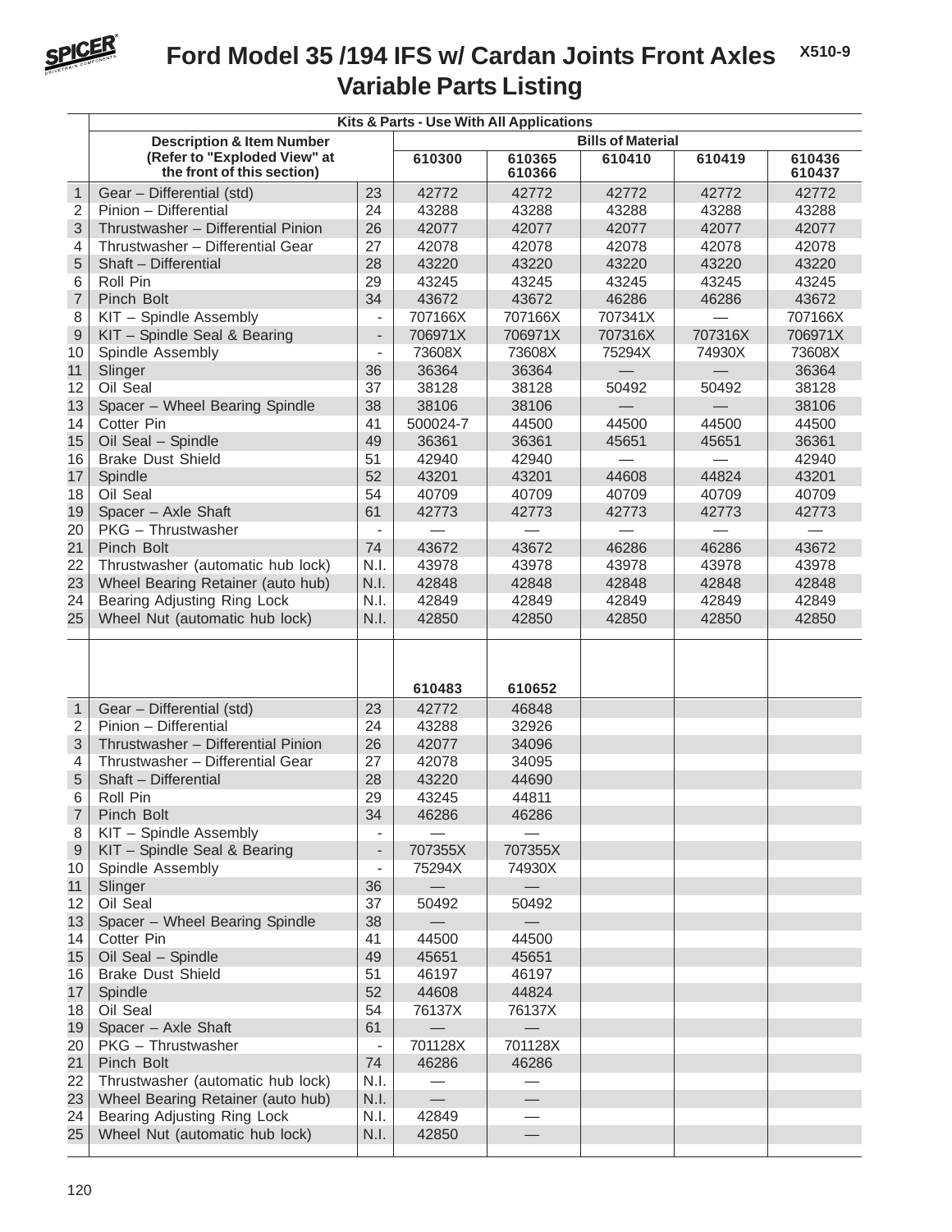# Ford Model 35 /194 IFS w/ Cardan Joints Front Axles

## Variable Parts Listing

X510-9

| | Kits & Parts - Use With All Applications | | | | | | |
|---|---|---|---|---|---|---|---|
| | Description & Item Number (Refer to "Exploded View" at the front of this section) | | Bills of Material | | | | |
| | | | 610300 | 610365 610366 | 610410 | 610419 | 610436 610437 |
| 1 | Gear – Differential (std) | 23 | 42772 | 42772 | 42772 | 42772 | 42772 |
| 2 | Pinion – Differential | 24 | 43288 | 43288 | 43288 | 43288 | 43288 |
| 3 | Thrustwasher – Differential Pinion | 26 | 42077 | 42077 | 42077 | 42077 | 42077 |
| 4 | Thrustwasher – Differential Gear | 27 | 42078 | 42078 | 42078 | 42078 | 42078 |
| 5 | Shaft – Differential | 28 | 43220 | 43220 | 43220 | 43220 | 43220 |
| 6 | Roll Pin | 29 | 43245 | 43245 | 43245 | 43245 | 43245 |
| 7 | Pinch Bolt | 34 | 43672 | 43672 | 46286 | 46286 | 43672 |
| 8 | KIT – Spindle Assembly | - | 707166X | 707166X | 707341X | — | 707166X |
| 9 | KIT – Spindle Seal & Bearing | - | 706971X | 706971X | 707316X | 707316X | 706971X |
| 10 | Spindle Assembly | - | 73608X | 73608X | 75294X | 74930X | 73608X |
| 11 | Slinger | 36 | 36364 | 36364 | — | — | 36364 |
| 12 | Oil Seal | 37 | 38128 | 38128 | 50492 | 50492 | 38128 |
| 13 | Spacer – Wheel Bearing Spindle | 38 | 38106 | 38106 | — | — | 38106 |
| 14 | Cotter Pin | 41 | 500024-7 | 44500 | 44500 | 44500 | 44500 |
| 15 | Oil Seal – Spindle | 49 | 36361 | 36361 | 45651 | 45651 | 36361 |
| 16 | Brake Dust Shield | 51 | 42940 | 42940 | — | — | 42940 |
| 17 | Spindle | 52 | 43201 | 43201 | 44608 | 44824 | 43201 |
| 18 | Oil Seal | 54 | 40709 | 40709 | 40709 | 40709 | 40709 |
| 19 | Spacer – Axle Shaft | 61 | 42773 | 42773 | 42773 | 42773 | 42773 |
| 20 | PKG – Thrustwasher | - | — | — | — | — | — |
| 21 | Pinch Bolt | 74 | 43672 | 43672 | 46286 | 46286 | 43672 |
| 22 | Thrustwasher (automatic hub lock) | N.I. | 43978 | 43978 | 43978 | 43978 | 43978 |
| 23 | Wheel Bearing Retainer (auto hub) | N.I. | 42848 | 42848 | 42848 | 42848 | 42848 |
| 24 | Bearing Adjusting Ring Lock | N.I. | 42849 | 42849 | 42849 | 42849 | 42849 |
| 25 | Wheel Nut (automatic hub lock) | N.I. | 42850 | 42850 | 42850 | 42850 | 42850 |
| | | | 610483 | 610652 | | | |
| 1 | Gear – Differential (std) | 23 | 42772 | 46848 | | | |
| 2 | Pinion – Differential | 24 | 43288 | 32926 | | | |
| 3 | Thrustwasher – Differential Pinion | 26 | 42077 | 34096 | | | |
| 4 | Thrustwasher – Differential Gear | 27 | 42078 | 34095 | | | |
| 5 | Shaft – Differential | 28 | 43220 | 44690 | | | |
| 6 | Roll Pin | 29 | 43245 | 44811 | | | |
| 7 | Pinch Bolt | 34 | 46286 | 46286 | | | |
| 8 | KIT – Spindle Assembly | - | — | — | | | |
| 9 | KIT – Spindle Seal & Bearing | - | 707355X | 707355X | | | |
| 10 | Spindle Assembly | - | 75294X | 74930X | | | |
| 11 | Slinger | 36 | — | — | | | |
| 12 | Oil Seal | 37 | 50492 | 50492 | | | |
| 13 | Spacer – Wheel Bearing Spindle | 38 | — | — | | | |
| 14 | Cotter Pin | 41 | 44500 | 44500 | | | |
| 15 | Oil Seal – Spindle | 49 | 45651 | 45651 | | | |
| 16 | Brake Dust Shield | 51 | 46197 | 46197 | | | |
| 17 | Spindle | 52 | 44608 | 44824 | | | |
| 18 | Oil Seal | 54 | 76137X | 76137X | | | |
| 19 | Spacer – Axle Shaft | 61 | — | — | | | |
| 20 | PKG – Thrustwasher | - | 701128X | 701128X | | | |
| 21 | Pinch Bolt | 74 | 46286 | 46286 | | | |
| 22 | Thrustwasher (automatic hub lock) | N.I. | — | — | | | |
| 23 | Wheel Bearing Retainer (auto hub) | N.I. | — | — | | | |
| 24 | Bearing Adjusting Ring Lock | N.I. | 42849 | — | | | |
| 25 | Wheel Nut (automatic hub lock) | N.I. | 42850 | — | | | |